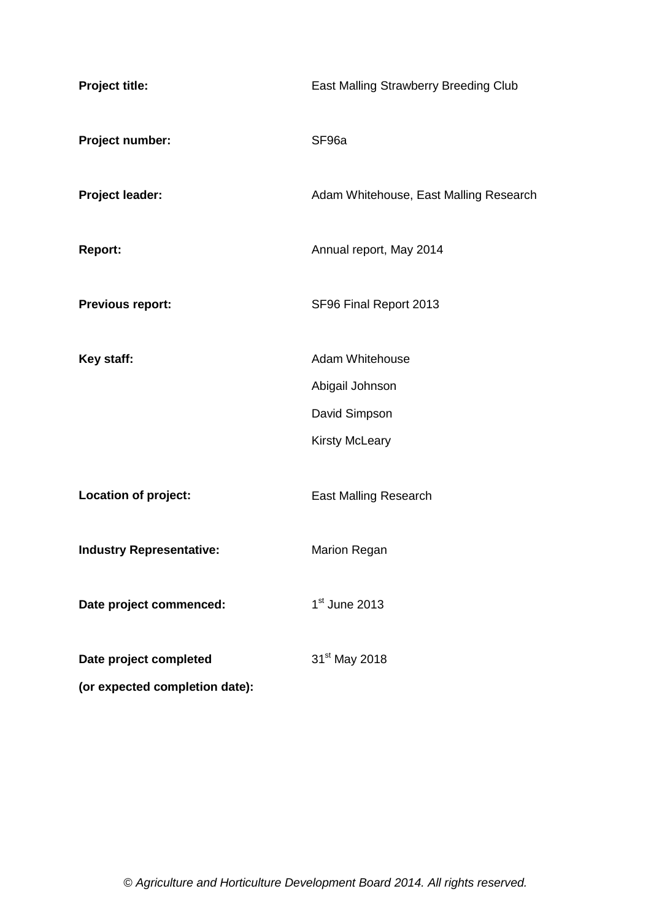| | |
|---|---|
| **Project title:** | East Malling Strawberry Breeding Club |
| **Project number:** | SF96a |
| **Project leader:** | Adam Whitehouse, East Malling Research |
| **Report:** | Annual report, May 2014 |
| **Previous report:** | SF96 Final Report 2013 |
| **Key staff:** | Adam Whitehouse<br>Abigail Johnson<br>David Simpson<br>Kirsty McLeary |
| **Location of project:** | East Malling Research |
| **Industry Representative:** | Marion Regan |
| **Date project commenced:** | 1st June 2013 |
| **Date project completed (or expected completion date):** | 31st May 2018 |

*© Agriculture and Horticulture Development Board 2014. All rights reserved.*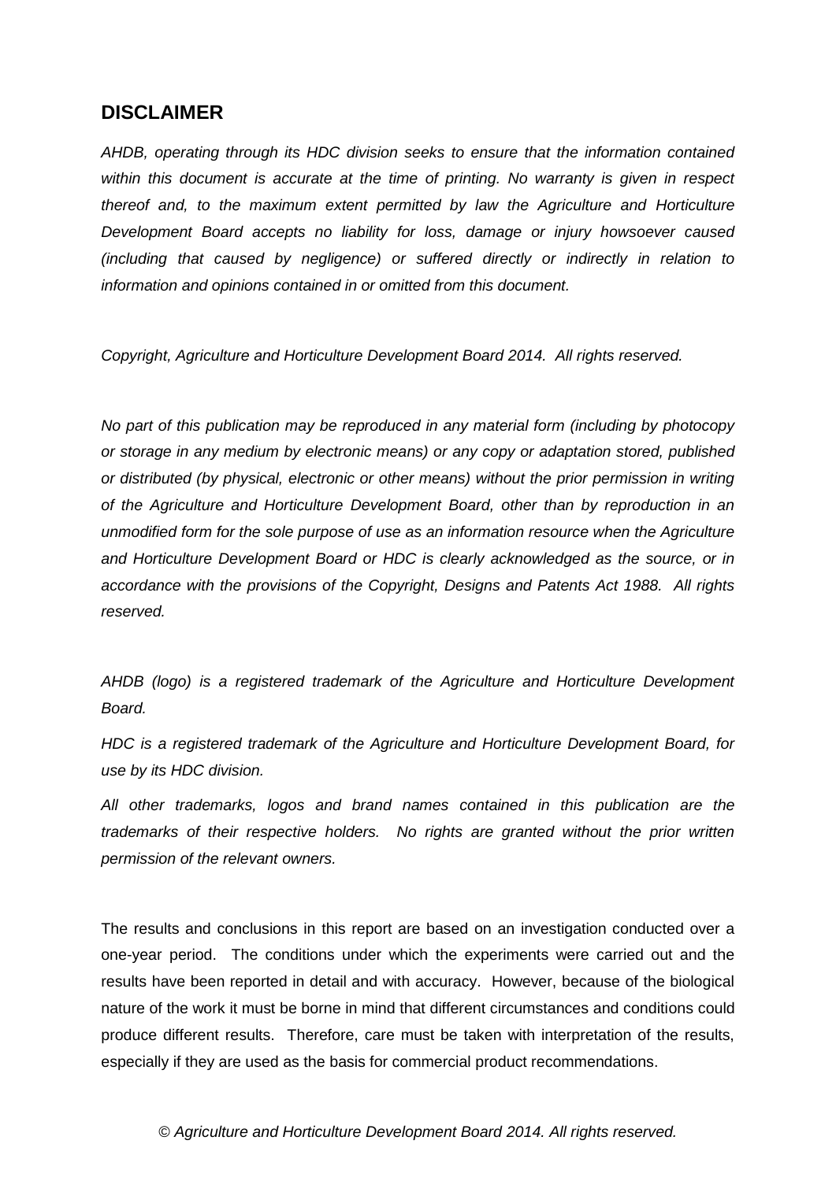## DISCLAIMER

*AHDB, operating through its HDC division seeks to ensure that the information contained within this document is accurate at the time of printing. No warranty is given in respect thereof and, to the maximum extent permitted by law the Agriculture and Horticulture Development Board accepts no liability for loss, damage or injury howsoever caused (including that caused by negligence) or suffered directly or indirectly in relation to information and opinions contained in or omitted from this document.*

*Copyright, Agriculture and Horticulture Development Board 2014. All rights reserved.*

*No part of this publication may be reproduced in any material form (including by photocopy or storage in any medium by electronic means) or any copy or adaptation stored, published or distributed (by physical, electronic or other means) without the prior permission in writing of the Agriculture and Horticulture Development Board, other than by reproduction in an unmodified form for the sole purpose of use as an information resource when the Agriculture and Horticulture Development Board or HDC is clearly acknowledged as the source, or in accordance with the provisions of the Copyright, Designs and Patents Act 1988. All rights reserved.*

*AHDB (logo) is a registered trademark of the Agriculture and Horticulture Development Board.*

*HDC is a registered trademark of the Agriculture and Horticulture Development Board, for use by its HDC division.*

*All other trademarks, logos and brand names contained in this publication are the trademarks of their respective holders. No rights are granted without the prior written permission of the relevant owners.*

The results and conclusions in this report are based on an investigation conducted over a one-year period. The conditions under which the experiments were carried out and the results have been reported in detail and with accuracy. However, because of the biological nature of the work it must be borne in mind that different circumstances and conditions could produce different results. Therefore, care must be taken with interpretation of the results, especially if they are used as the basis for commercial product recommendations.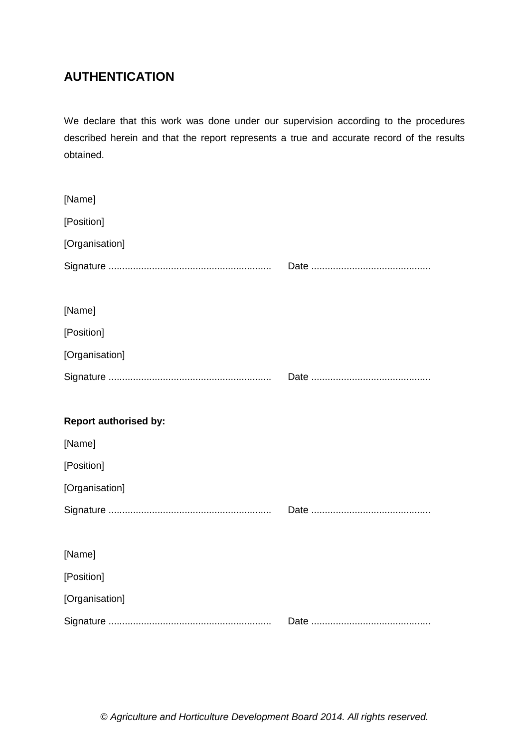## AUTHENTICATION

We declare that this work was done under our supervision according to the procedures described herein and that the report represents a true and accurate record of the results obtained.

[Name]

[Position]

[Organisation]

Signature ............................................................ Date ............................................

[Name]

[Position]

[Organisation]

Signature ............................................................ Date ............................................

**Report authorised by:**

[Name]

[Position]

[Organisation]

Signature ............................................................ Date ............................................

[Name]

[Position]

[Organisation]

Signature ............................................................ Date ............................................

© *Agriculture and Horticulture Development Board 2014. All rights reserved.*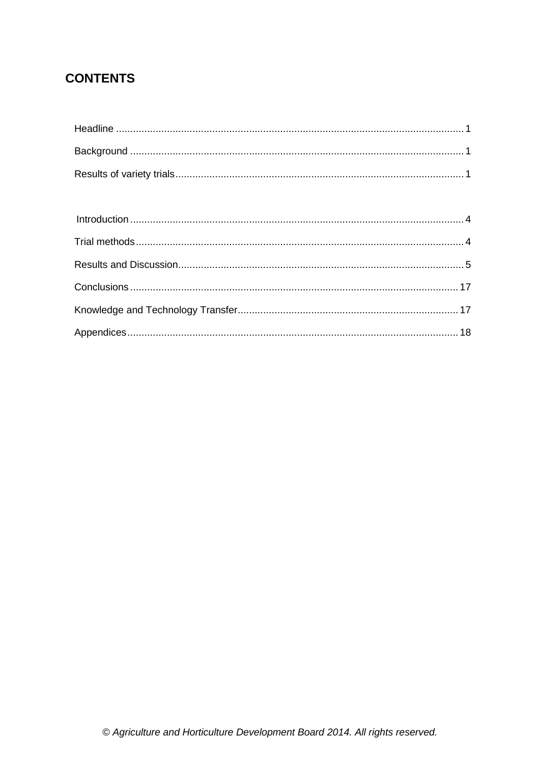# CONTENTS

Headline .......... 1

Background .......... 1

Results of variety trials .......... 1

Introduction .......... 4

Trial methods .......... 4

Results and Discussion .......... 5

Conclusions .......... 17

Knowledge and Technology Transfer .......... 17

Appendices .......... 18

*© Agriculture and Horticulture Development Board 2014. All rights reserved.*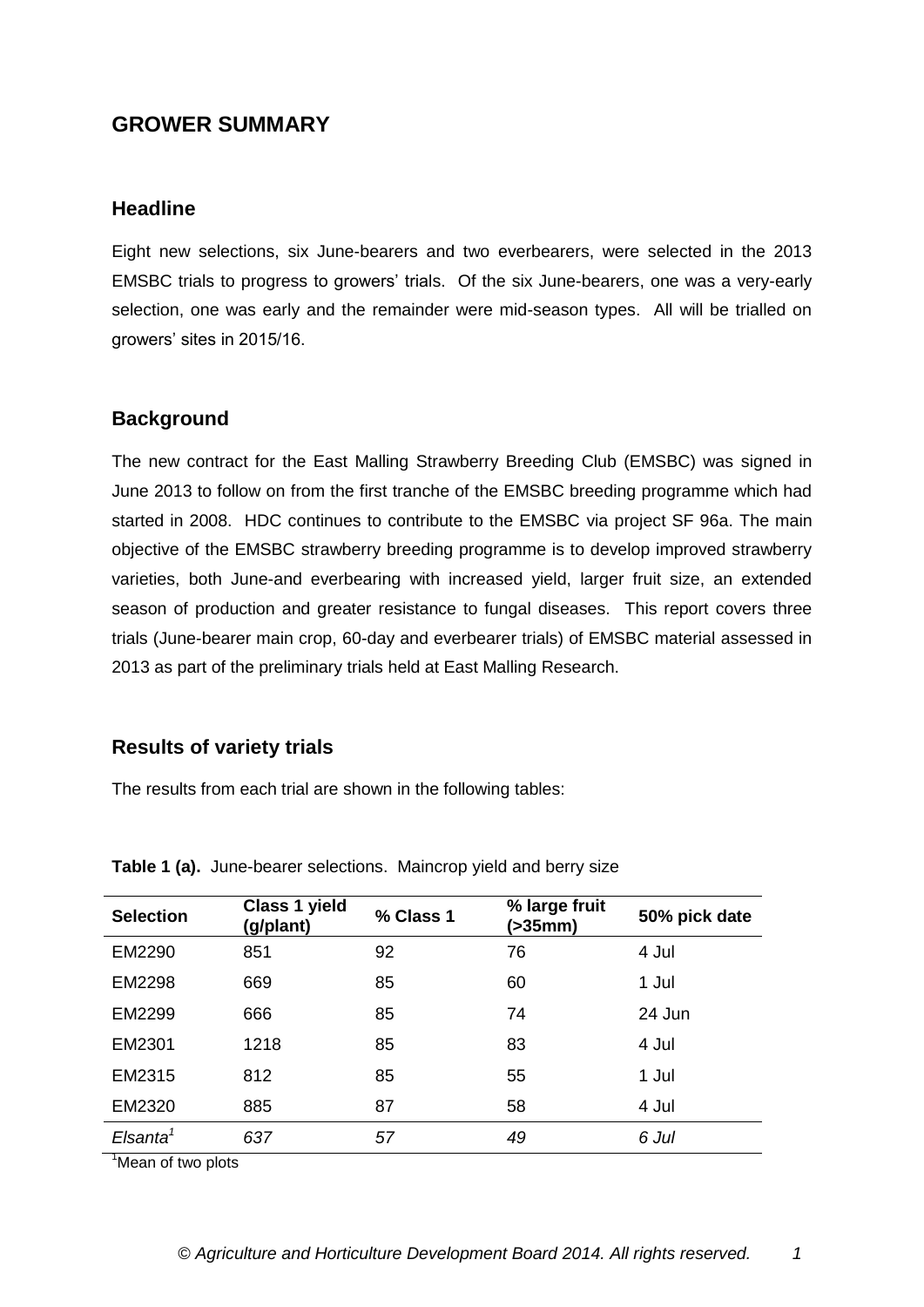## GROWER SUMMARY

### Headline

Eight new selections, six June-bearers and two everbearers, were selected in the 2013 EMSBC trials to progress to growers' trials. Of the six June-bearers, one was a very-early selection, one was early and the remainder were mid-season types. All will be trialled on growers' sites in 2015/16.

### Background

The new contract for the East Malling Strawberry Breeding Club (EMSBC) was signed in June 2013 to follow on from the first tranche of the EMSBC breeding programme which had started in 2008. HDC continues to contribute to the EMSBC via project SF 96a. The main objective of the EMSBC strawberry breeding programme is to develop improved strawberry varieties, both June-and everbearing with increased yield, larger fruit size, an extended season of production and greater resistance to fungal diseases. This report covers three trials (June-bearer main crop, 60-day and everbearer trials) of EMSBC material assessed in 2013 as part of the preliminary trials held at East Malling Research.

### Results of variety trials

The results from each trial are shown in the following tables:

**Table 1 (a).** June-bearer selections. Maincrop yield and berry size

| Selection | Class 1 yield (g/plant) | % Class 1 | % large fruit (>35mm) | 50% pick date |
|---|---|---|---|---|
| EM2290 | 851 | 92 | 76 | 4 Jul |
| EM2298 | 669 | 85 | 60 | 1 Jul |
| EM2299 | 666 | 85 | 74 | 24 Jun |
| EM2301 | 1218 | 85 | 83 | 4 Jul |
| EM2315 | 812 | 85 | 55 | 1 Jul |
| EM2320 | 885 | 87 | 58 | 4 Jul |
| *Elsanta*[1] | *637* | *57* | *49* | *6 Jul* |

[1]Mean of two plots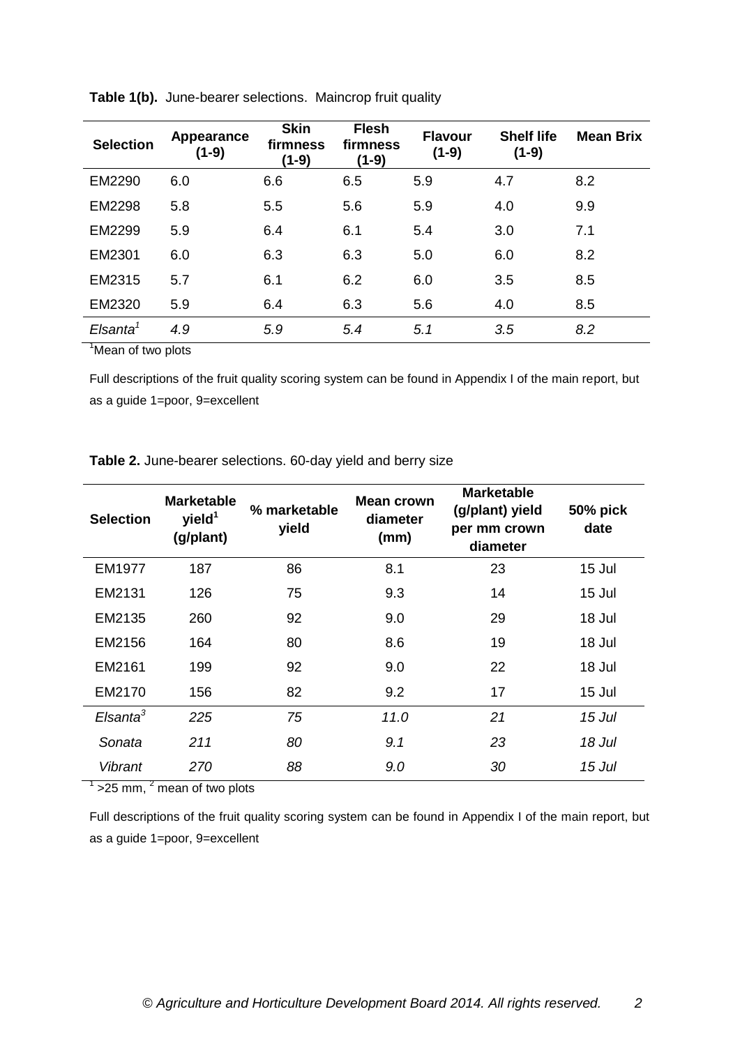**Table 1(b).** June-bearer selections. Maincrop fruit quality

| Selection | Appearance (1-9) | Skin firmness (1-9) | Flesh firmness (1-9) | Flavour (1-9) | Shelf life (1-9) | Mean Brix |
|---|---|---|---|---|---|---|
| EM2290 | 6.0 | 6.6 | 6.5 | 5.9 | 4.7 | 8.2 |
| EM2298 | 5.8 | 5.5 | 5.6 | 5.9 | 4.0 | 9.9 |
| EM2299 | 5.9 | 6.4 | 6.1 | 5.4 | 3.0 | 7.1 |
| EM2301 | 6.0 | 6.3 | 6.3 | 5.0 | 6.0 | 8.2 |
| EM2315 | 5.7 | 6.1 | 6.2 | 6.0 | 3.5 | 8.5 |
| EM2320 | 5.9 | 6.4 | 6.3 | 5.6 | 4.0 | 8.5 |
| *Elsanta*[1] | *4.9* | *5.9* | *5.4* | *5.1* | *3.5* | *8.2* |

[1]Mean of two plots

Full descriptions of the fruit quality scoring system can be found in Appendix I of the main report, but as a guide 1=poor, 9=excellent

**Table 2.** June-bearer selections. 60-day yield and berry size

| Selection | Marketable yield[1] (g/plant) | % marketable yield | Mean crown diameter (mm) | Marketable (g/plant) yield per mm crown diameter | 50% pick date |
|---|---|---|---|---|---|
| EM1977 | 187 | 86 | 8.1 | 23 | 15 Jul |
| EM2131 | 126 | 75 | 9.3 | 14 | 15 Jul |
| EM2135 | 260 | 92 | 9.0 | 29 | 18 Jul |
| EM2156 | 164 | 80 | 8.6 | 19 | 18 Jul |
| EM2161 | 199 | 92 | 9.0 | 22 | 18 Jul |
| EM2170 | 156 | 82 | 9.2 | 17 | 15 Jul |
| *Elsanta*[3] | *225* | *75* | *11.0* | *21* | *15 Jul* |
| *Sonata* | *211* | *80* | *9.1* | *23* | *18 Jul* |
| *Vibrant* | *270* | *88* | *9.0* | *30* | *15 Jul* |

[1] >25 mm, [2] mean of two plots

Full descriptions of the fruit quality scoring system can be found in Appendix I of the main report, but as a guide 1=poor, 9=excellent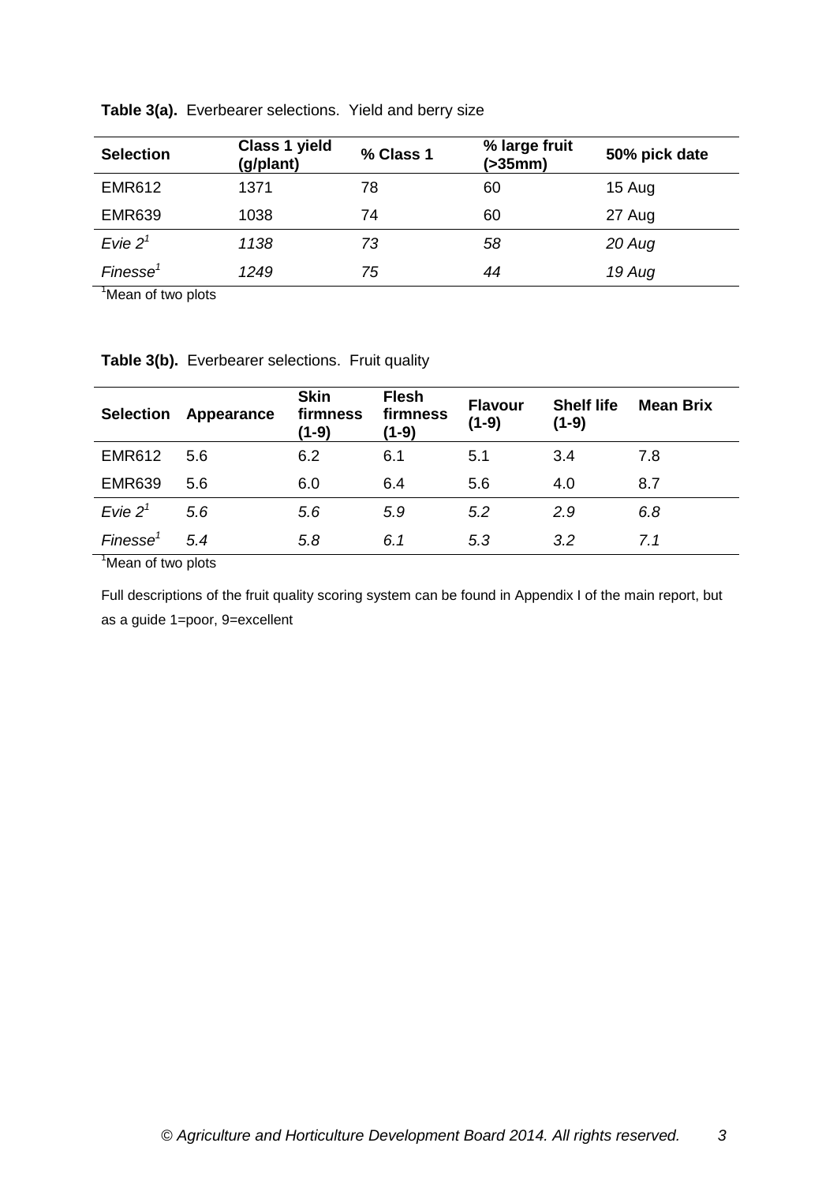**Table 3(a).** Everbearer selections. Yield and berry size

| Selection | Class 1 yield (g/plant) | % Class 1 | % large fruit (>35mm) | 50% pick date |
|---|---|---|---|---|
| EMR612 | 1371 | 78 | 60 | 15 Aug |
| EMR639 | 1038 | 74 | 60 | 27 Aug |
| *Evie 2*[1] | *1138* | *73* | *58* | *20 Aug* |
| *Finesse*[1] | *1249* | *75* | *44* | *19 Aug* |

[1]Mean of two plots

**Table 3(b).** Everbearer selections. Fruit quality

| Selection | Appearance | Skin firmness (1-9) | Flesh firmness (1-9) | Flavour (1-9) | Shelf life (1-9) | Mean Brix |
|---|---|---|---|---|---|---|
| EMR612 | 5.6 | 6.2 | 6.1 | 5.1 | 3.4 | 7.8 |
| EMR639 | 5.6 | 6.0 | 6.4 | 5.6 | 4.0 | 8.7 |
| *Evie 2*[1] | *5.6* | *5.6* | *5.9* | *5.2* | *2.9* | *6.8* |
| *Finesse*[1] | *5.4* | *5.8* | *6.1* | *5.3* | *3.2* | *7.1* |

[1]Mean of two plots

Full descriptions of the fruit quality scoring system can be found in Appendix I of the main report, but as a guide 1=poor, 9=excellent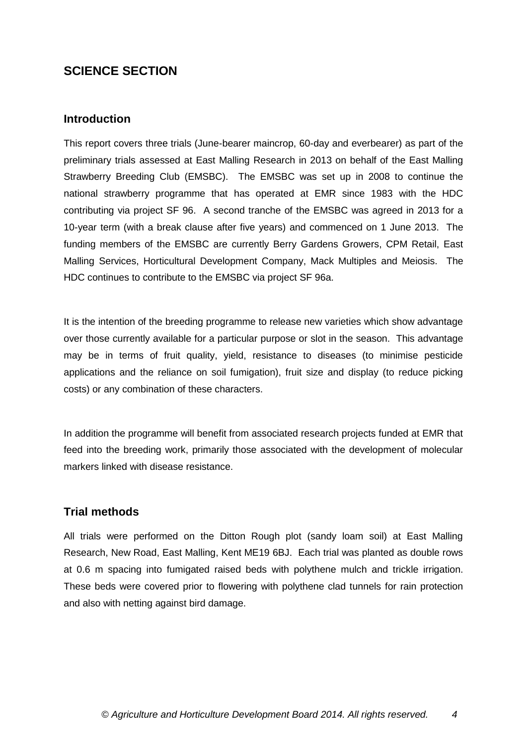# SCIENCE SECTION

## Introduction

This report covers three trials (June-bearer maincrop, 60-day and everbearer) as part of the preliminary trials assessed at East Malling Research in 2013 on behalf of the East Malling Strawberry Breeding Club (EMSBC). The EMSBC was set up in 2008 to continue the national strawberry programme that has operated at EMR since 1983 with the HDC contributing via project SF 96. A second tranche of the EMSBC was agreed in 2013 for a 10-year term (with a break clause after five years) and commenced on 1 June 2013. The funding members of the EMSBC are currently Berry Gardens Growers, CPM Retail, East Malling Services, Horticultural Development Company, Mack Multiples and Meiosis. The HDC continues to contribute to the EMSBC via project SF 96a.

It is the intention of the breeding programme to release new varieties which show advantage over those currently available for a particular purpose or slot in the season. This advantage may be in terms of fruit quality, yield, resistance to diseases (to minimise pesticide applications and the reliance on soil fumigation), fruit size and display (to reduce picking costs) or any combination of these characters.

In addition the programme will benefit from associated research projects funded at EMR that feed into the breeding work, primarily those associated with the development of molecular markers linked with disease resistance.

## Trial methods

All trials were performed on the Ditton Rough plot (sandy loam soil) at East Malling Research, New Road, East Malling, Kent ME19 6BJ. Each trial was planted as double rows at 0.6 m spacing into fumigated raised beds with polythene mulch and trickle irrigation. These beds were covered prior to flowering with polythene clad tunnels for rain protection and also with netting against bird damage.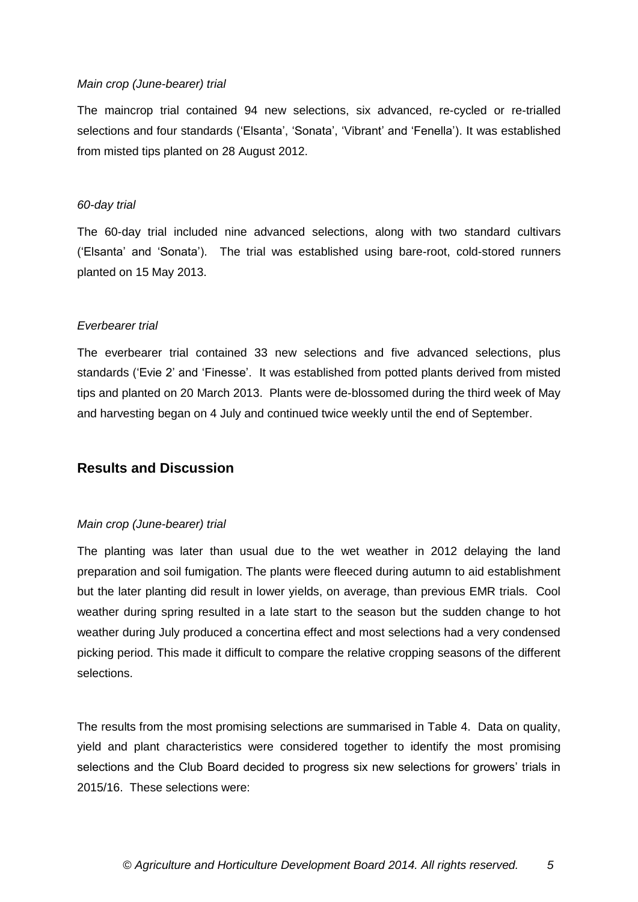*Main crop (June-bearer) trial*

The maincrop trial contained 94 new selections, six advanced, re-cycled or re-trialled selections and four standards ('Elsanta', 'Sonata', 'Vibrant' and 'Fenella'). It was established from misted tips planted on 28 August 2012.

*60-day trial*

The 60-day trial included nine advanced selections, along with two standard cultivars ('Elsanta' and 'Sonata'). The trial was established using bare-root, cold-stored runners planted on 15 May 2013.

*Everbearer trial*

The everbearer trial contained 33 new selections and five advanced selections, plus standards ('Evie 2' and 'Finesse'. It was established from potted plants derived from misted tips and planted on 20 March 2013. Plants were de-blossomed during the third week of May and harvesting began on 4 July and continued twice weekly until the end of September.

## Results and Discussion

*Main crop (June-bearer) trial*

The planting was later than usual due to the wet weather in 2012 delaying the land preparation and soil fumigation. The plants were fleeced during autumn to aid establishment but the later planting did result in lower yields, on average, than previous EMR trials. Cool weather during spring resulted in a late start to the season but the sudden change to hot weather during July produced a concertina effect and most selections had a very condensed picking period. This made it difficult to compare the relative cropping seasons of the different selections.

The results from the most promising selections are summarised in Table 4. Data on quality, yield and plant characteristics were considered together to identify the most promising selections and the Club Board decided to progress six new selections for growers' trials in 2015/16. These selections were: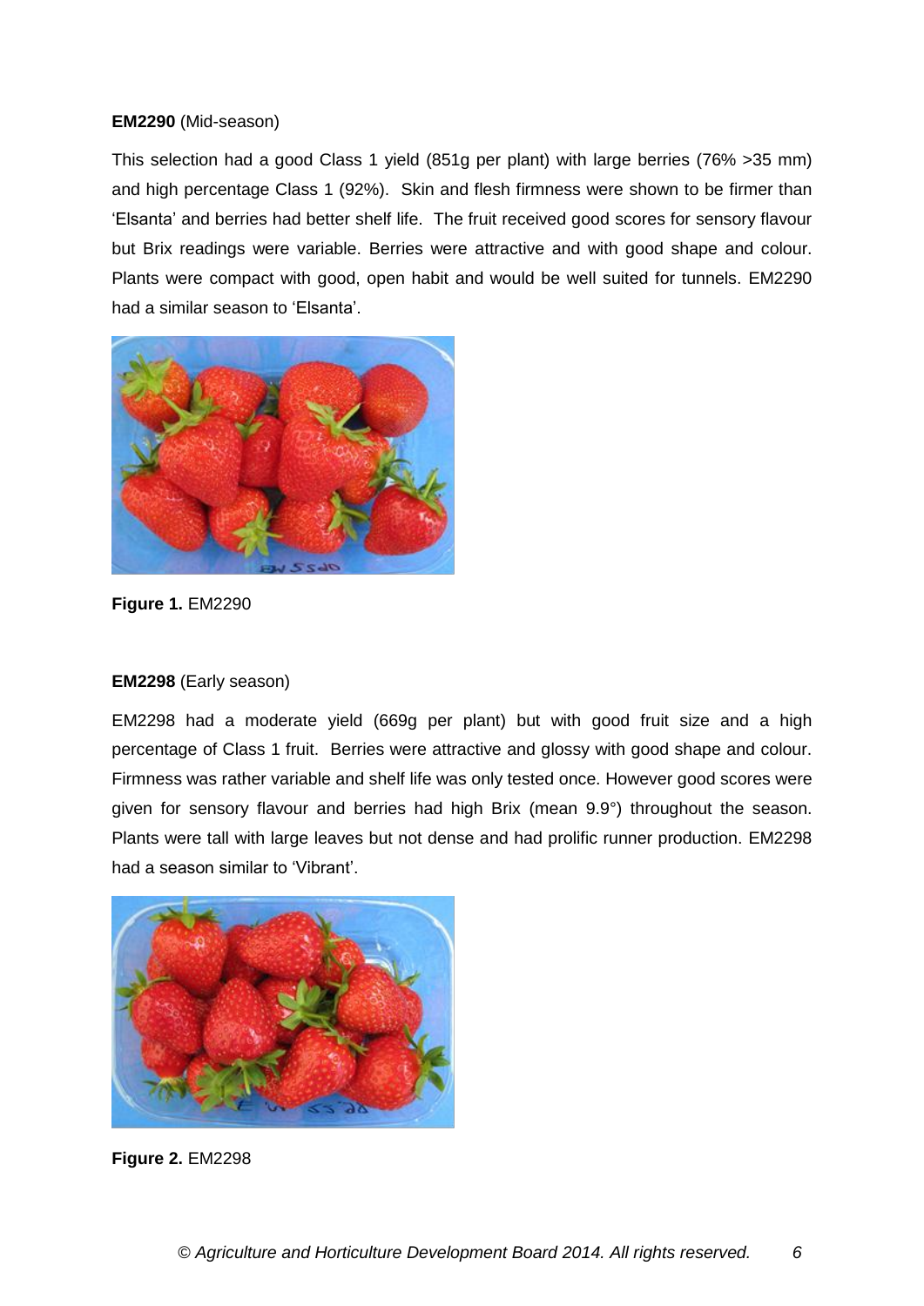**EM2290** (Mid-season)

This selection had a good Class 1 yield (851g per plant) with large berries (76% >35 mm) and high percentage Class 1 (92%). Skin and flesh firmness were shown to be firmer than 'Elsanta' and berries had better shelf life. The fruit received good scores for sensory flavour but Brix readings were variable. Berries were attractive and with good shape and colour. Plants were compact with good, open habit and would be well suited for tunnels. EM2290 had a similar season to 'Elsanta'.

**Figure 1.** EM2290

**EM2298** (Early season)

EM2298 had a moderate yield (669g per plant) but with good fruit size and a high percentage of Class 1 fruit. Berries were attractive and glossy with good shape and colour. Firmness was rather variable and shelf life was only tested once. However good scores were given for sensory flavour and berries had high Brix (mean 9.9°) throughout the season. Plants were tall with large leaves but not dense and had prolific runner production. EM2298 had a season similar to 'Vibrant'.

**Figure 2.** EM2298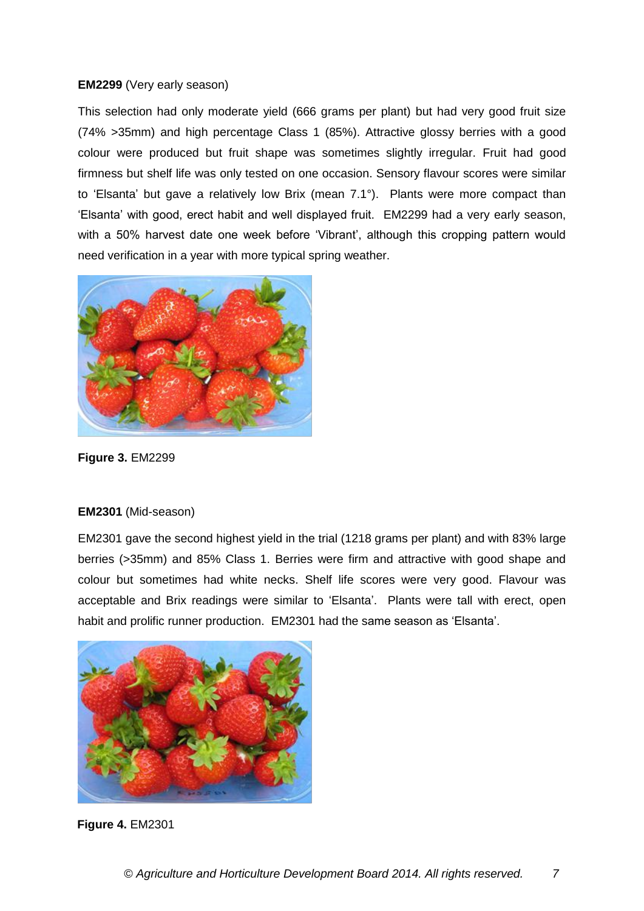**EM2299** (Very early season)

This selection had only moderate yield (666 grams per plant) but had very good fruit size (74% >35mm) and high percentage Class 1 (85%). Attractive glossy berries with a good colour were produced but fruit shape was sometimes slightly irregular. Fruit had good firmness but shelf life was only tested on one occasion. Sensory flavour scores were similar to 'Elsanta' but gave a relatively low Brix (mean 7.1°). Plants were more compact than 'Elsanta' with good, erect habit and well displayed fruit. EM2299 had a very early season, with a 50% harvest date one week before 'Vibrant', although this cropping pattern would need verification in a year with more typical spring weather.

**Figure 3.** EM2299

**EM2301** (Mid-season)

EM2301 gave the second highest yield in the trial (1218 grams per plant) and with 83% large berries (>35mm) and 85% Class 1. Berries were firm and attractive with good shape and colour but sometimes had white necks. Shelf life scores were very good. Flavour was acceptable and Brix readings were similar to 'Elsanta'. Plants were tall with erect, open habit and prolific runner production. EM2301 had the same season as 'Elsanta'.

**Figure 4.** EM2301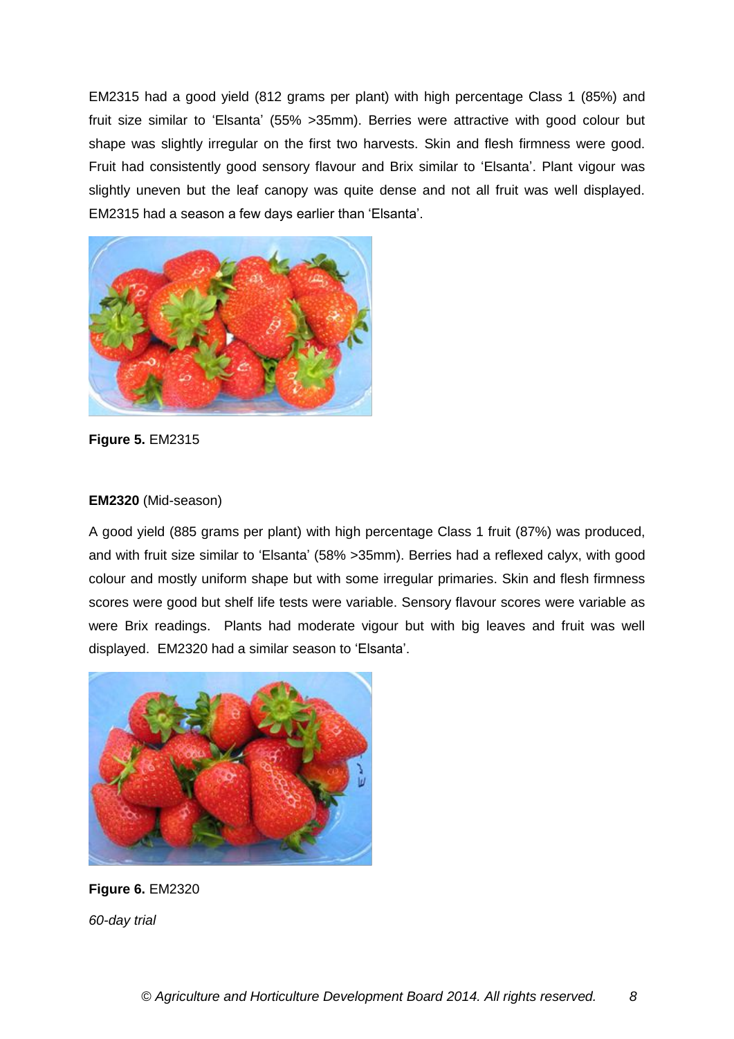EM2315 had a good yield (812 grams per plant) with high percentage Class 1 (85%) and fruit size similar to 'Elsanta' (55% >35mm). Berries were attractive with good colour but shape was slightly irregular on the first two harvests. Skin and flesh firmness were good. Fruit had consistently good sensory flavour and Brix similar to 'Elsanta'. Plant vigour was slightly uneven but the leaf canopy was quite dense and not all fruit was well displayed. EM2315 had a season a few days earlier than 'Elsanta'.

**Figure 5.** EM2315

**EM2320** (Mid-season)

A good yield (885 grams per plant) with high percentage Class 1 fruit (87%) was produced, and with fruit size similar to 'Elsanta' (58% >35mm). Berries had a reflexed calyx, with good colour and mostly uniform shape but with some irregular primaries. Skin and flesh firmness scores were good but shelf life tests were variable. Sensory flavour scores were variable as were Brix readings. Plants had moderate vigour but with big leaves and fruit was well displayed. EM2320 had a similar season to 'Elsanta'.

**Figure 6.** EM2320

*60-day trial*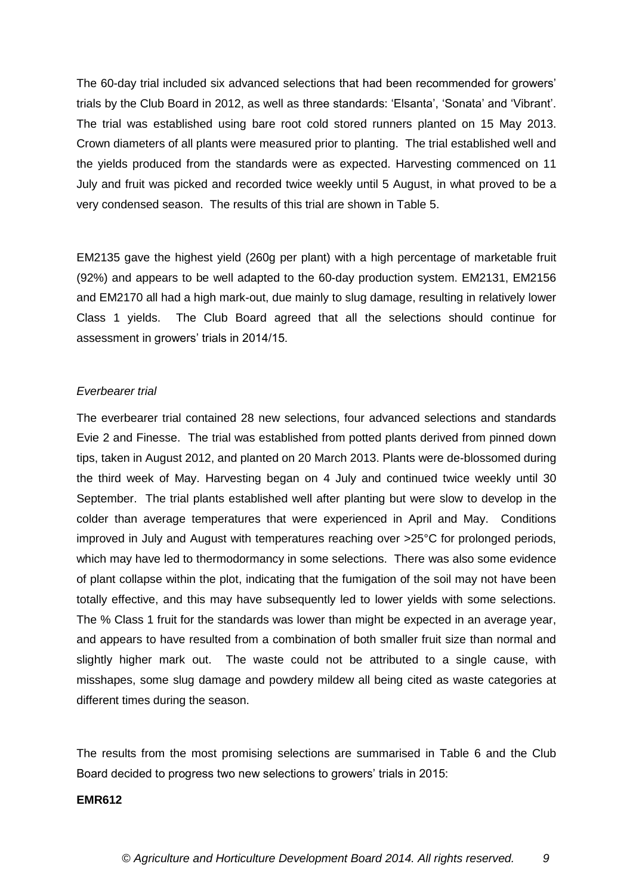The 60-day trial included six advanced selections that had been recommended for growers' trials by the Club Board in 2012, as well as three standards: 'Elsanta', 'Sonata' and 'Vibrant'. The trial was established using bare root cold stored runners planted on 15 May 2013. Crown diameters of all plants were measured prior to planting. The trial established well and the yields produced from the standards were as expected. Harvesting commenced on 11 July and fruit was picked and recorded twice weekly until 5 August, in what proved to be a very condensed season. The results of this trial are shown in Table 5.

EM2135 gave the highest yield (260g per plant) with a high percentage of marketable fruit (92%) and appears to be well adapted to the 60-day production system. EM2131, EM2156 and EM2170 all had a high mark-out, due mainly to slug damage, resulting in relatively lower Class 1 yields. The Club Board agreed that all the selections should continue for assessment in growers' trials in 2014/15.

*Everbearer trial*

The everbearer trial contained 28 new selections, four advanced selections and standards Evie 2 and Finesse. The trial was established from potted plants derived from pinned down tips, taken in August 2012, and planted on 20 March 2013. Plants were de-blossomed during the third week of May. Harvesting began on 4 July and continued twice weekly until 30 September. The trial plants established well after planting but were slow to develop in the colder than average temperatures that were experienced in April and May. Conditions improved in July and August with temperatures reaching over >25°C for prolonged periods, which may have led to thermodormancy in some selections. There was also some evidence of plant collapse within the plot, indicating that the fumigation of the soil may not have been totally effective, and this may have subsequently led to lower yields with some selections. The % Class 1 fruit for the standards was lower than might be expected in an average year, and appears to have resulted from a combination of both smaller fruit size than normal and slightly higher mark out. The waste could not be attributed to a single cause, with misshapes, some slug damage and powdery mildew all being cited as waste categories at different times during the season.

The results from the most promising selections are summarised in Table 6 and the Club Board decided to progress two new selections to growers' trials in 2015:

**EMR612**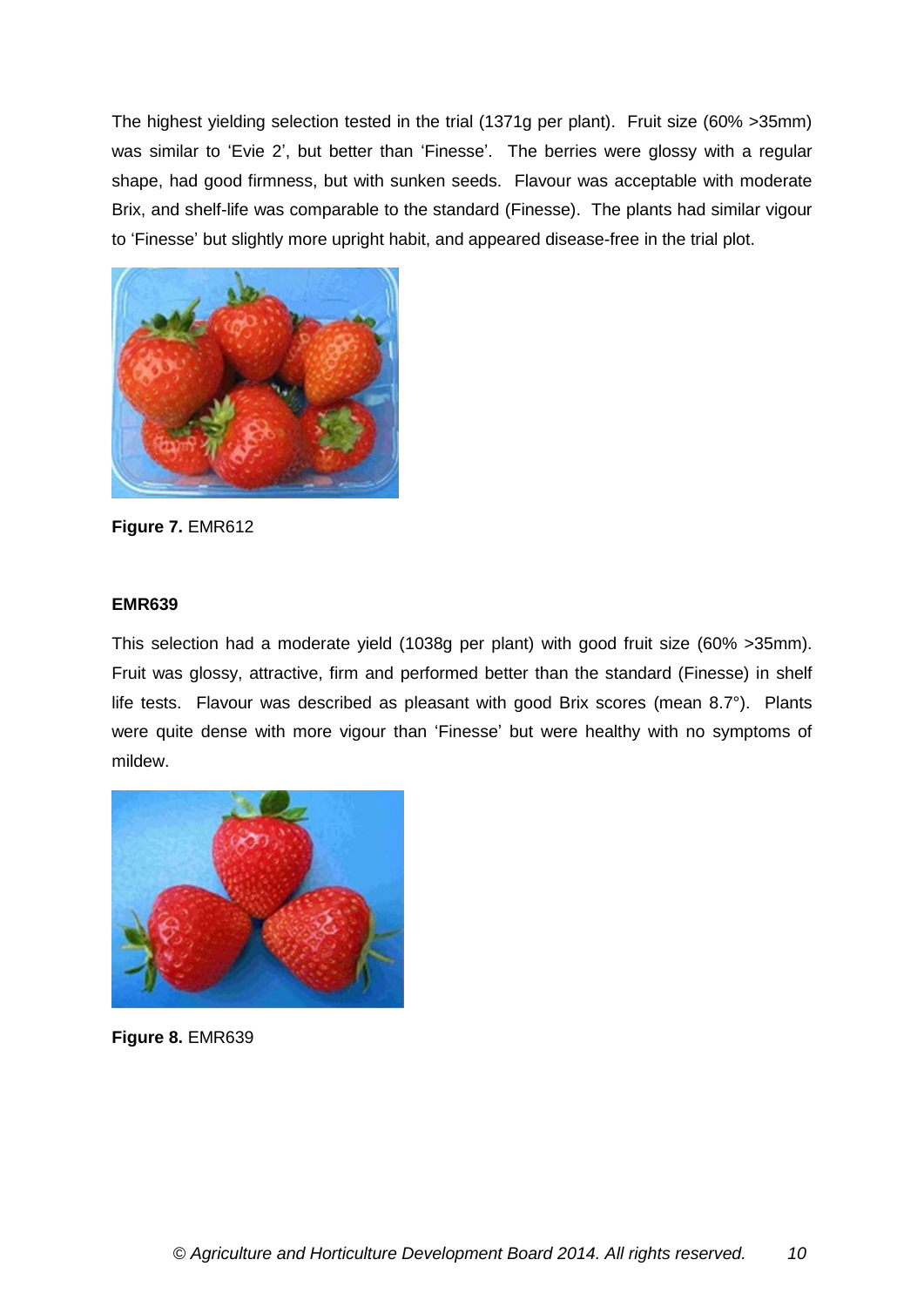The highest yielding selection tested in the trial (1371g per plant). Fruit size (60% >35mm) was similar to 'Evie 2', but better than 'Finesse'. The berries were glossy with a regular shape, had good firmness, but with sunken seeds. Flavour was acceptable with moderate Brix, and shelf-life was comparable to the standard (Finesse). The plants had similar vigour to 'Finesse' but slightly more upright habit, and appeared disease-free in the trial plot.

**Figure 7.** EMR612

**EMR639**

This selection had a moderate yield (1038g per plant) with good fruit size (60% >35mm). Fruit was glossy, attractive, firm and performed better than the standard (Finesse) in shelf life tests. Flavour was described as pleasant with good Brix scores (mean 8.7°). Plants were quite dense with more vigour than 'Finesse' but were healthy with no symptoms of mildew.

**Figure 8.** EMR639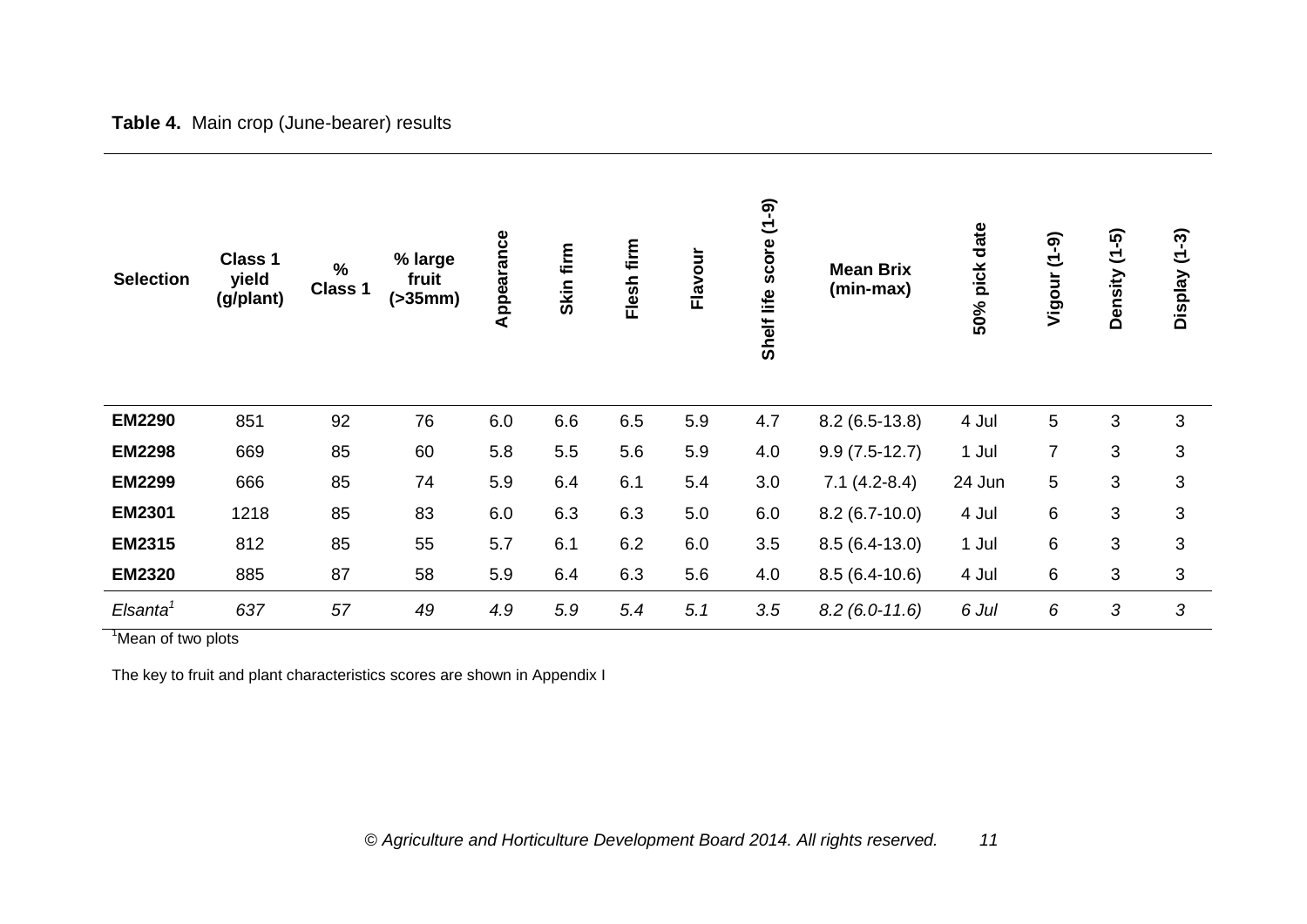**Table 4.** Main crop (June-bearer) results

| Selection | Class 1 yield (g/plant) | % Class 1 | % large fruit (>35mm) | Appearance | Skin firm | Flesh firm | Flavour | Shelf life score (1-9) | Mean Brix (min-max) | 50% pick date | Vigour (1-9) | Density (1-5) | Display (1-3) |
|---|---|---|---|---|---|---|---|---|---|---|---|---|---|
| **EM2290** | 851 | 92 | 76 | 6.0 | 6.6 | 6.5 | 5.9 | 4.7 | 8.2 (6.5-13.8) | 4 Jul | 5 | 3 | 3 |
| **EM2298** | 669 | 85 | 60 | 5.8 | 5.5 | 5.6 | 5.9 | 4.0 | 9.9 (7.5-12.7) | 1 Jul | 7 | 3 | 3 |
| **EM2299** | 666 | 85 | 74 | 5.9 | 6.4 | 6.1 | 5.4 | 3.0 | 7.1 (4.2-8.4) | 24 Jun | 5 | 3 | 3 |
| **EM2301** | 1218 | 85 | 83 | 6.0 | 6.3 | 6.3 | 5.0 | 6.0 | 8.2 (6.7-10.0) | 4 Jul | 6 | 3 | 3 |
| **EM2315** | 812 | 85 | 55 | 5.7 | 6.1 | 6.2 | 6.0 | 3.5 | 8.5 (6.4-13.0) | 1 Jul | 6 | 3 | 3 |
| **EM2320** | 885 | 87 | 58 | 5.9 | 6.4 | 6.3 | 5.6 | 4.0 | 8.5 (6.4-10.6) | 4 Jul | 6 | 3 | 3 |
| *Elsanta*[1] | *637* | *57* | *49* | *4.9* | *5.9* | *5.4* | *5.1* | *3.5* | *8.2 (6.0-11.6)* | *6 Jul* | *6* | *3* | *3* |

[1]Mean of two plots

The key to fruit and plant characteristics scores are shown in Appendix I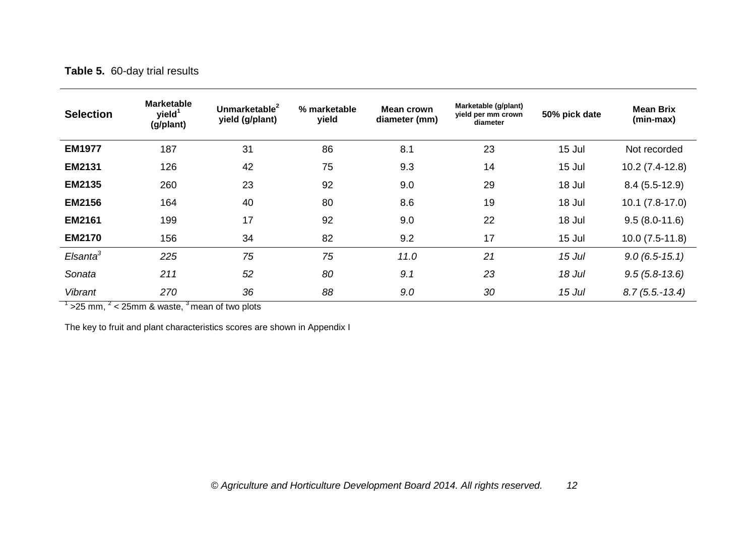**Table 5.** 60-day trial results

| Selection | Marketable yield[1] (g/plant) | Unmarketable[2] yield (g/plant) | % marketable yield | Mean crown diameter (mm) | Marketable (g/plant) yield per mm crown diameter | 50% pick date | Mean Brix (min-max) |
|---|---|---|---|---|---|---|---|
| **EM1977** | 187 | 31 | 86 | 8.1 | 23 | 15 Jul | Not recorded |
| **EM2131** | 126 | 42 | 75 | 9.3 | 14 | 15 Jul | 10.2 (7.4-12.8) |
| **EM2135** | 260 | 23 | 92 | 9.0 | 29 | 18 Jul | 8.4 (5.5-12.9) |
| **EM2156** | 164 | 40 | 80 | 8.6 | 19 | 18 Jul | 10.1 (7.8-17.0) |
| **EM2161** | 199 | 17 | 92 | 9.0 | 22 | 18 Jul | 9.5 (8.0-11.6) |
| **EM2170** | 156 | 34 | 82 | 9.2 | 17 | 15 Jul | 10.0 (7.5-11.8) |
| *Elsanta[3]* | *225* | *75* | *75* | *11.0* | *21* | *15 Jul* | *9.0 (6.5-15.1)* |
| *Sonata* | *211* | *52* | *80* | *9.1* | *23* | *18 Jul* | *9.5 (5.8-13.6)* |
| *Vibrant* | *270* | *36* | *88* | *9.0* | *30* | *15 Jul* | *8.7 (5.5.-13.4)* |

[1] >25 mm, [2] < 25mm & waste, [3] mean of two plots

The key to fruit and plant characteristics scores are shown in Appendix I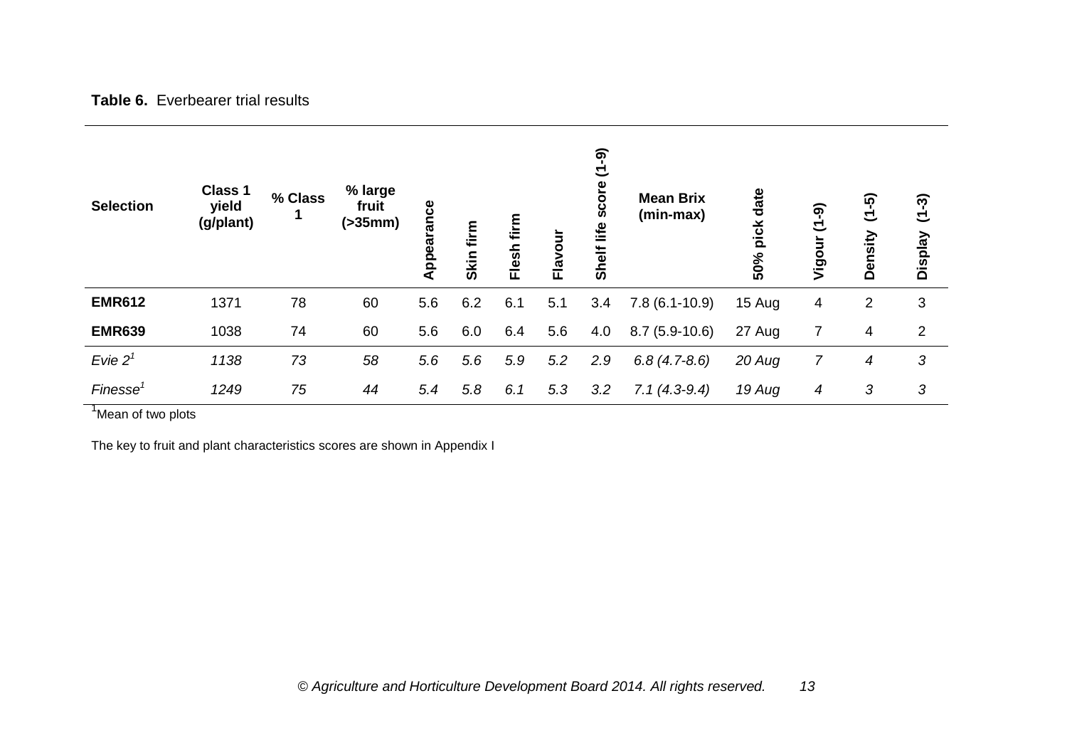**Table 6.** Everbearer trial results

| Selection | Class 1 yield (g/plant) | % Class 1 | % large fruit (>35mm) | Appearance | Skin firm | Flesh firm | Flavour | Shelf life score (1-9) | Mean Brix (min-max) | 50% pick date | Vigour (1-9) | Density (1-5) | Display (1-3) |
|---|---|---|---|---|---|---|---|---|---|---|---|---|---|
| **EMR612** | 1371 | 78 | 60 | 5.6 | 6.2 | 6.1 | 5.1 | 3.4 | 7.8 (6.1-10.9) | 15 Aug | 4 | 2 | 3 |
| **EMR639** | 1038 | 74 | 60 | 5.6 | 6.0 | 6.4 | 5.6 | 4.0 | 8.7 (5.9-10.6) | 27 Aug | 7 | 4 | 2 |
| *Evie 2*[1] | *1138* | *73* | *58* | *5.6* | *5.6* | *5.9* | *5.2* | *2.9* | *6.8 (4.7-8.6)* | *20 Aug* | *7* | *4* | *3* |
| *Finesse*[1] | *1249* | *75* | *44* | *5.4* | *5.8* | *6.1* | *5.3* | *3.2* | *7.1 (4.3-9.4)* | *19 Aug* | *4* | *3* | *3* |

[1]Mean of two plots

The key to fruit and plant characteristics scores are shown in Appendix I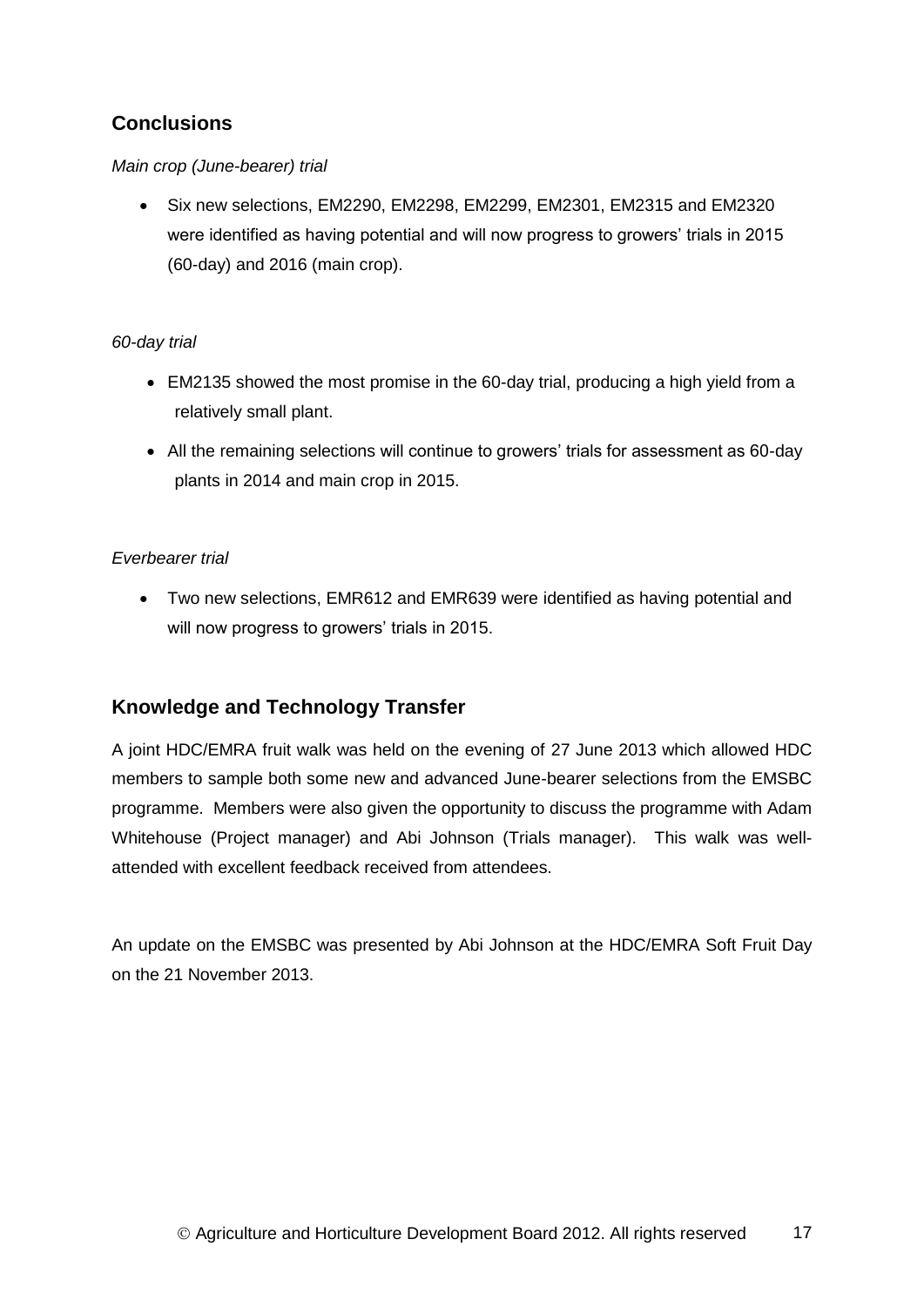## Conclusions

*Main crop (June-bearer) trial*

- Six new selections, EM2290, EM2298, EM2299, EM2301, EM2315 and EM2320 were identified as having potential and will now progress to growers' trials in 2015 (60-day) and 2016 (main crop).

*60-day trial*

- EM2135 showed the most promise in the 60-day trial, producing a high yield from a relatively small plant.
- All the remaining selections will continue to growers' trials for assessment as 60-day plants in 2014 and main crop in 2015.

*Everbearer trial*

- Two new selections, EMR612 and EMR639 were identified as having potential and will now progress to growers' trials in 2015.

## Knowledge and Technology Transfer

A joint HDC/EMRA fruit walk was held on the evening of 27 June 2013 which allowed HDC members to sample both some new and advanced June-bearer selections from the EMSBC programme. Members were also given the opportunity to discuss the programme with Adam Whitehouse (Project manager) and Abi Johnson (Trials manager). This walk was well-attended with excellent feedback received from attendees.

An update on the EMSBC was presented by Abi Johnson at the HDC/EMRA Soft Fruit Day on the 21 November 2013.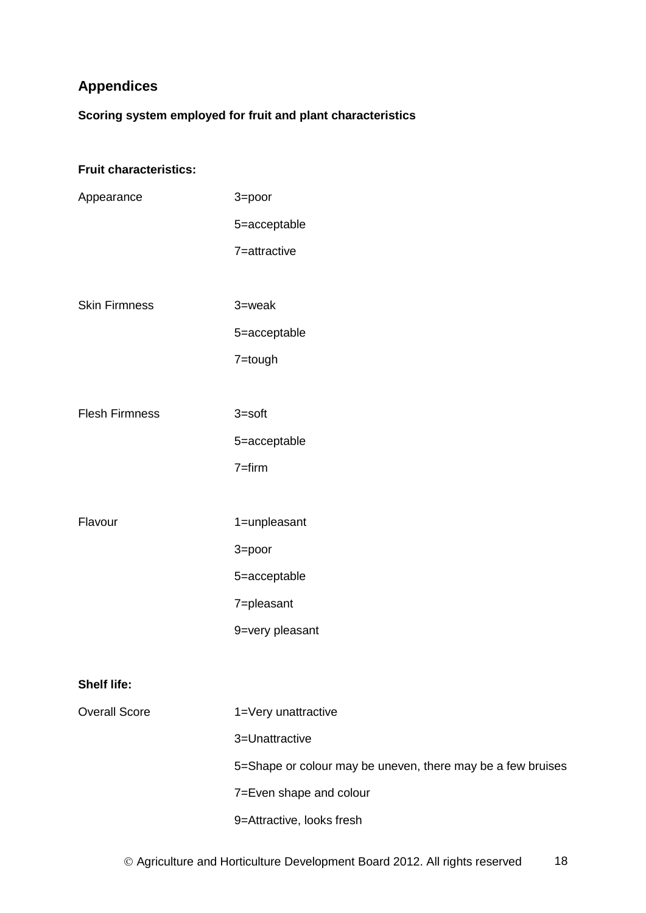## Appendices

**Scoring system employed for fruit and plant characteristics**

**Fruit characteristics:**

| | |
|---|---|
| Appearance | 3=poor |
| | 5=acceptable |
| | 7=attractive |
| Skin Firmness | 3=weak |
| | 5=acceptable |
| | 7=tough |
| Flesh Firmness | 3=soft |
| | 5=acceptable |
| | 7=firm |
| Flavour | 1=unpleasant |
| | 3=poor |
| | 5=acceptable |
| | 7=pleasant |
| | 9=very pleasant |

**Shelf life:**

| | |
|---|---|
| Overall Score | 1=Very unattractive |
| | 3=Unattractive |
| | 5=Shape or colour may be uneven, there may be a few bruises |
| | 7=Even shape and colour |
| | 9=Attractive, looks fresh |

© Agriculture and Horticulture Development Board 2012. All rights reserved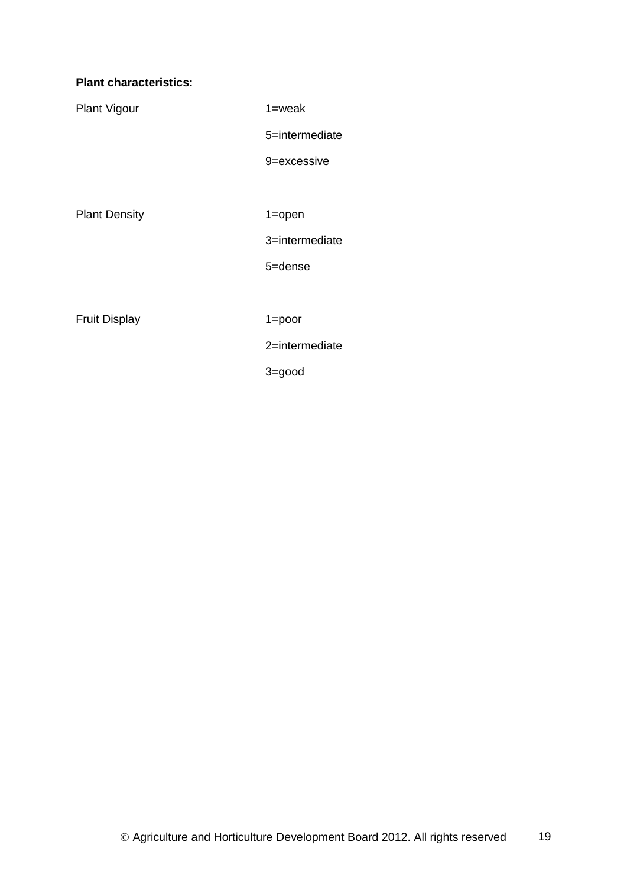**Plant characteristics:**

| | |
|---|---|
| Plant Vigour | 1=weak |
| | 5=intermediate |
| | 9=excessive |
| | |
| Plant Density | 1=open |
| | 3=intermediate |
| | 5=dense |
| | |
| Fruit Display | 1=poor |
| | 2=intermediate |
| | 3=good |

© Agriculture and Horticulture Development Board 2012. All rights reserved